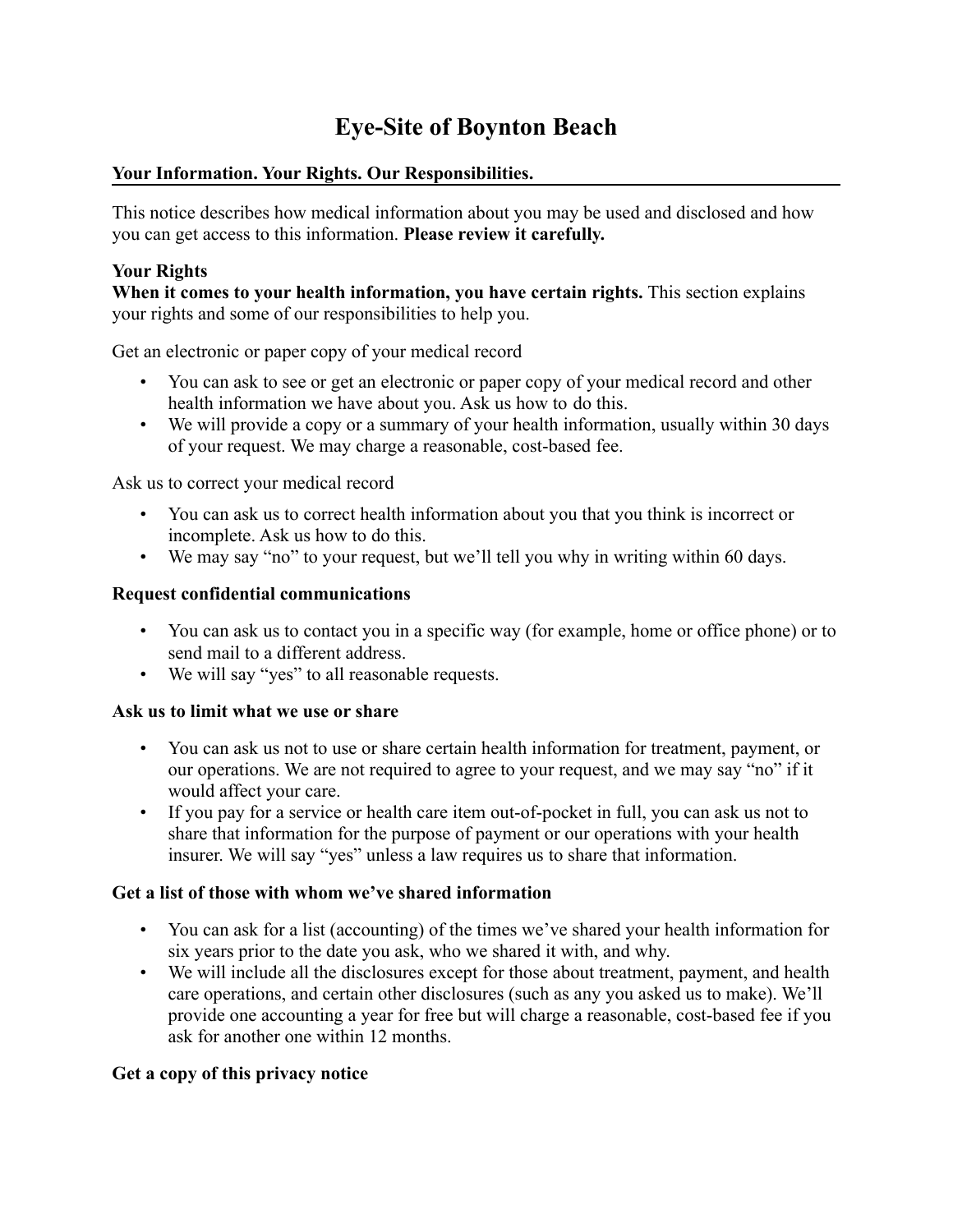# Eye-Site of Boynton Beach

## Your Information. Your Rights. Our Responsibilities.

This notice describes how medical information about you may be used and disclosed and how you can get access to this information. **Please review it carefully.**

**Your Rights**
**When it comes to your health information, you have certain rights.** This section explains your rights and some of our responsibilities to help you.

Get an electronic or paper copy of your medical record

- You can ask to see or get an electronic or paper copy of your medical record and other health information we have about you. Ask us how to do this.
- We will provide a copy or a summary of your health information, usually within 30 days of your request. We may charge a reasonable, cost-based fee.

Ask us to correct your medical record

- You can ask us to correct health information about you that you think is incorrect or incomplete. Ask us how to do this.
- We may say "no" to your request, but we'll tell you why in writing within 60 days.

**Request confidential communications**

- You can ask us to contact you in a specific way (for example, home or office phone) or to send mail to a different address.
- We will say "yes" to all reasonable requests.

**Ask us to limit what we use or share**

- You can ask us not to use or share certain health information for treatment, payment, or our operations. We are not required to agree to your request, and we may say "no" if it would affect your care.
- If you pay for a service or health care item out-of-pocket in full, you can ask us not to share that information for the purpose of payment or our operations with your health insurer. We will say "yes" unless a law requires us to share that information.

**Get a list of those with whom we've shared information**

- You can ask for a list (accounting) of the times we've shared your health information for six years prior to the date you ask, who we shared it with, and why.
- We will include all the disclosures except for those about treatment, payment, and health care operations, and certain other disclosures (such as any you asked us to make). We'll provide one accounting a year for free but will charge a reasonable, cost-based fee if you ask for another one within 12 months.

**Get a copy of this privacy notice**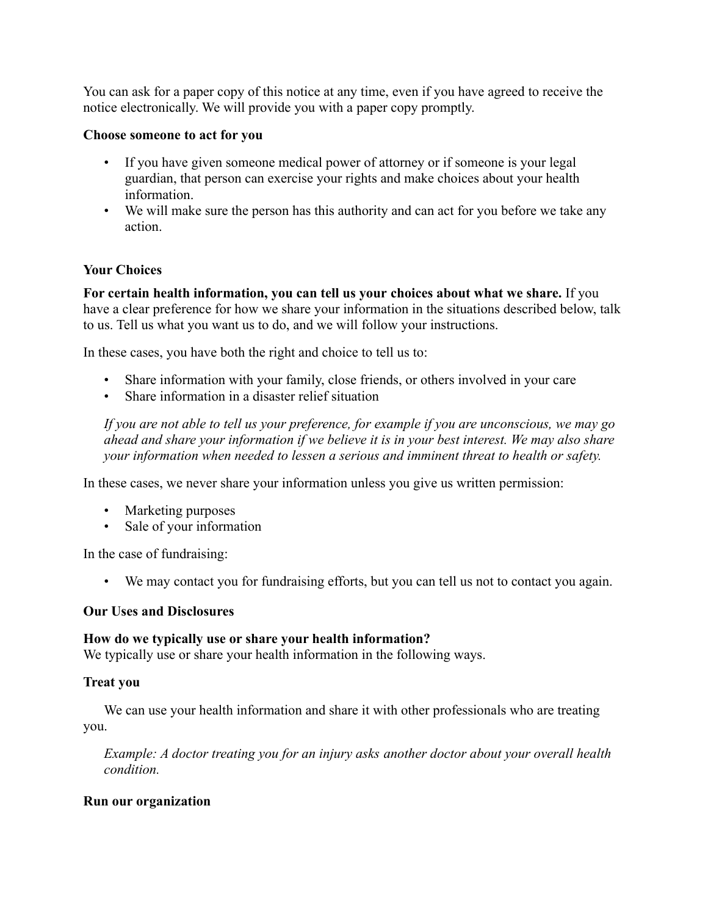You can ask for a paper copy of this notice at any time, even if you have agreed to receive the notice electronically. We will provide you with a paper copy promptly.

**Choose someone to act for you**

- If you have given someone medical power of attorney or if someone is your legal guardian, that person can exercise your rights and make choices about your health information.
- We will make sure the person has this authority and can act for you before we take any action.

**Your Choices**

**For certain health information, you can tell us your choices about what we share.** If you have a clear preference for how we share your information in the situations described below, talk to us. Tell us what you want us to do, and we will follow your instructions.

In these cases, you have both the right and choice to tell us to:

- Share information with your family, close friends, or others involved in your care
- Share information in a disaster relief situation

*If you are not able to tell us your preference, for example if you are unconscious, we may go ahead and share your information if we believe it is in your best interest. We may also share your information when needed to lessen a serious and imminent threat to health or safety.*

In these cases, we never share your information unless you give us written permission:

- Marketing purposes
- Sale of your information

In the case of fundraising:

- We may contact you for fundraising efforts, but you can tell us not to contact you again.

**Our Uses and Disclosures**

**How do we typically use or share your health information?**
We typically use or share your health information in the following ways.

**Treat you**

We can use your health information and share it with other professionals who are treating you.

*Example: A doctor treating you for an injury asks another doctor about your overall health condition.*

**Run our organization**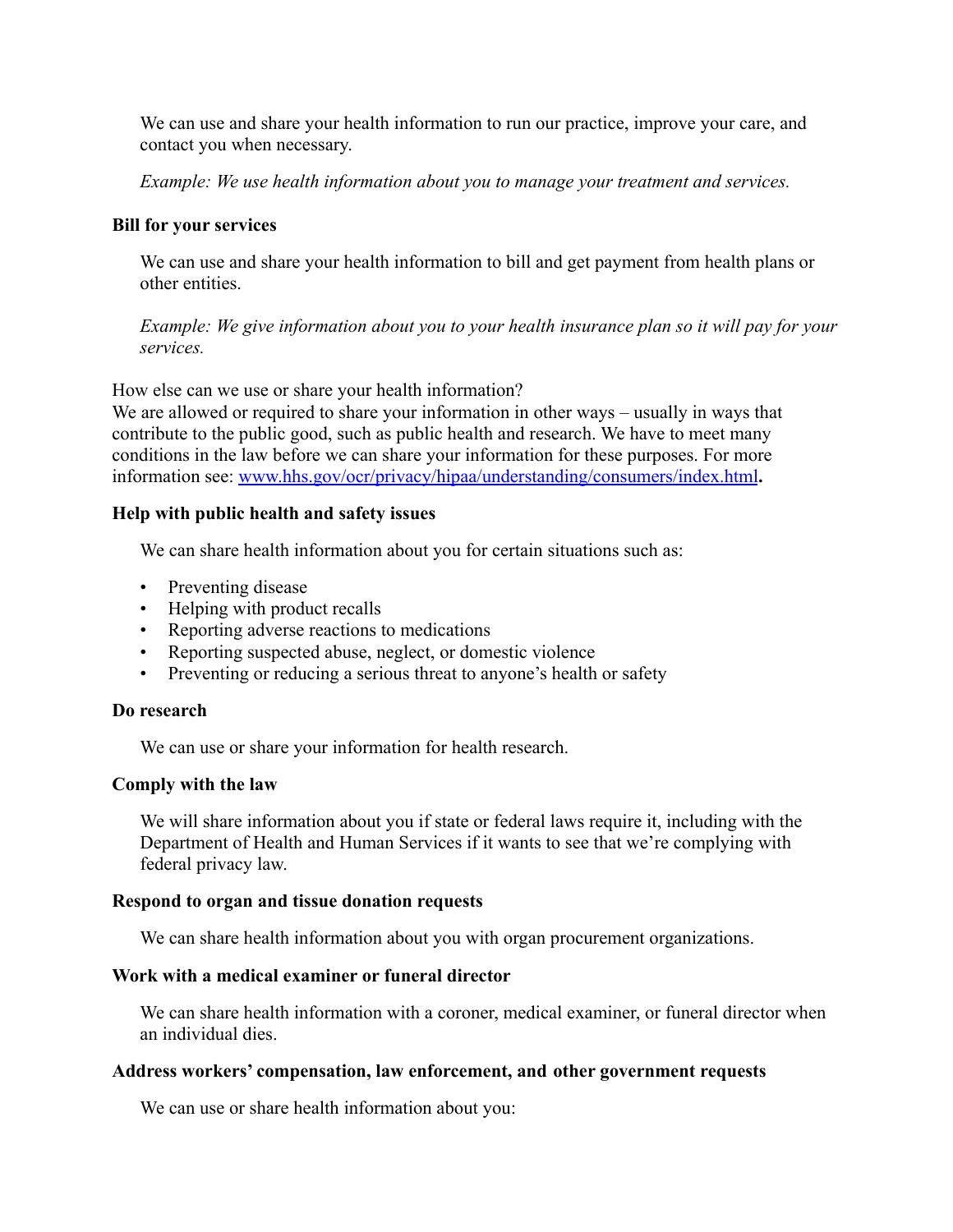We can use and share your health information to run our practice, improve your care, and contact you when necessary.

*Example: We use health information about you to manage your treatment and services.*

**Bill for your services**

We can use and share your health information to bill and get payment from health plans or other entities.

*Example: We give information about you to your health insurance plan so it will pay for your services.*

How else can we use or share your health information?
We are allowed or required to share your information in other ways – usually in ways that contribute to the public good, such as public health and research. We have to meet many conditions in the law before we can share your information for these purposes. For more information see: [www.hhs.gov/ocr/privacy/hipaa/understanding/consumers/index.html](http://www.hhs.gov/ocr/privacy/hipaa/understanding/consumers/index.html)**.**

**Help with public health and safety issues**

We can share health information about you for certain situations such as:

- Preventing disease
- Helping with product recalls
- Reporting adverse reactions to medications
- Reporting suspected abuse, neglect, or domestic violence
- Preventing or reducing a serious threat to anyone's health or safety

**Do research**

We can use or share your information for health research.

**Comply with the law**

We will share information about you if state or federal laws require it, including with the Department of Health and Human Services if it wants to see that we're complying with federal privacy law.

**Respond to organ and tissue donation requests**

We can share health information about you with organ procurement organizations.

**Work with a medical examiner or funeral director**

We can share health information with a coroner, medical examiner, or funeral director when an individual dies.

**Address workers' compensation, law enforcement, and other government requests**

We can use or share health information about you: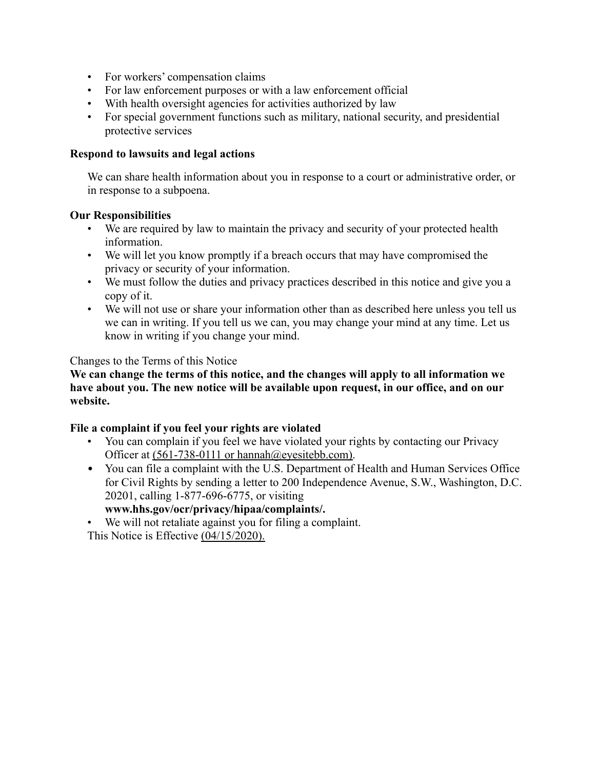- For workers' compensation claims
- For law enforcement purposes or with a law enforcement official
- With health oversight agencies for activities authorized by law
- For special government functions such as military, national security, and presidential protective services

**Respond to lawsuits and legal actions**

We can share health information about you in response to a court or administrative order, or in response to a subpoena.

**Our Responsibilities**

- We are required by law to maintain the privacy and security of your protected health information.
- We will let you know promptly if a breach occurs that may have compromised the privacy or security of your information.
- We must follow the duties and privacy practices described in this notice and give you a copy of it.
- We will not use or share your information other than as described here unless you tell us we can in writing. If you tell us we can, you may change your mind at any time. Let us know in writing if you change your mind.

Changes to the Terms of this Notice

**We can change the terms of this notice, and the changes will apply to all information we have about you. The new notice will be available upon request, in our office, and on our website.**

**File a complaint if you feel your rights are violated**

- You can complain if you feel we have violated your rights by contacting our Privacy Officer at (561-738-0111 or hannah@eyesitebb.com).
- You can file a complaint with the U.S. Department of Health and Human Services Office for Civil Rights by sending a letter to 200 Independence Avenue, S.W., Washington, D.C. 20201, calling 1-877-696-6775, or visiting **www.hhs.gov/ocr/privacy/hipaa/complaints/.**
- We will not retaliate against you for filing a complaint.

This Notice is Effective (04/15/2020).